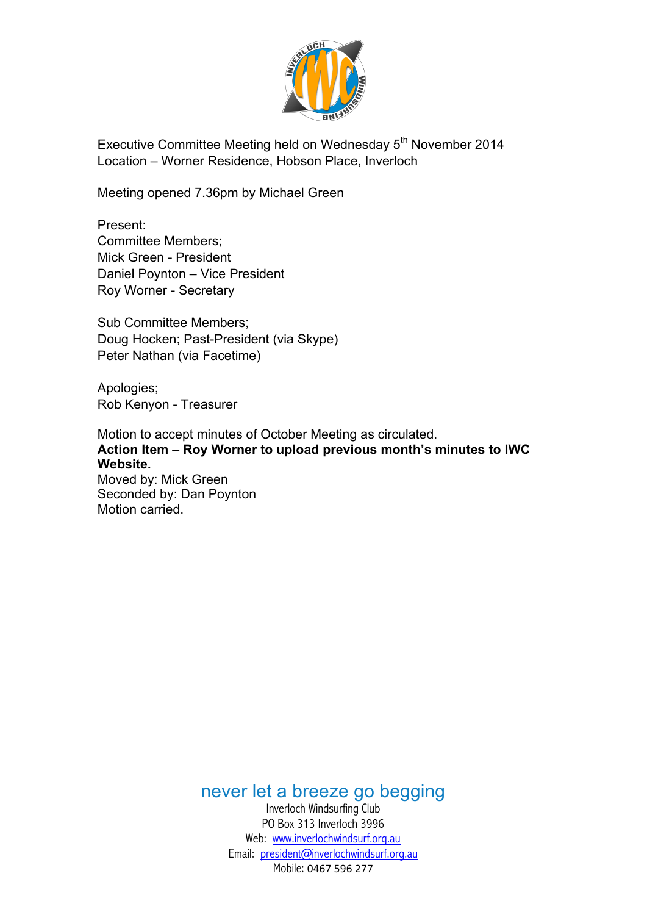Executive Committee Meeting held on Wednesday 5th November 2014
Location – Worner Residence, Hobson Place, Inverloch

Meeting opened 7.36pm by Michael Green

Present:
Committee Members;
Mick Green - President
Daniel Poynton – Vice President
Roy Worner - Secretary

Sub Committee Members;
Doug Hocken; Past-President (via Skype)
Peter Nathan (via Facetime)

Apologies;
Rob Kenyon - Treasurer

Motion to accept minutes of October Meeting as circulated.
**Action Item – Roy Worner to upload previous month's minutes to IWC Website.**
Moved by: Mick Green
Seconded by: Dan Poynton
Motion carried.

never let a breeze go begging
Inverloch Windsurfing Club
PO Box 313 Inverloch 3996
Web: www.inverlochwindsurf.org.au
Email: president@inverlochwindsurf.org.au
Mobile: 0467 596 277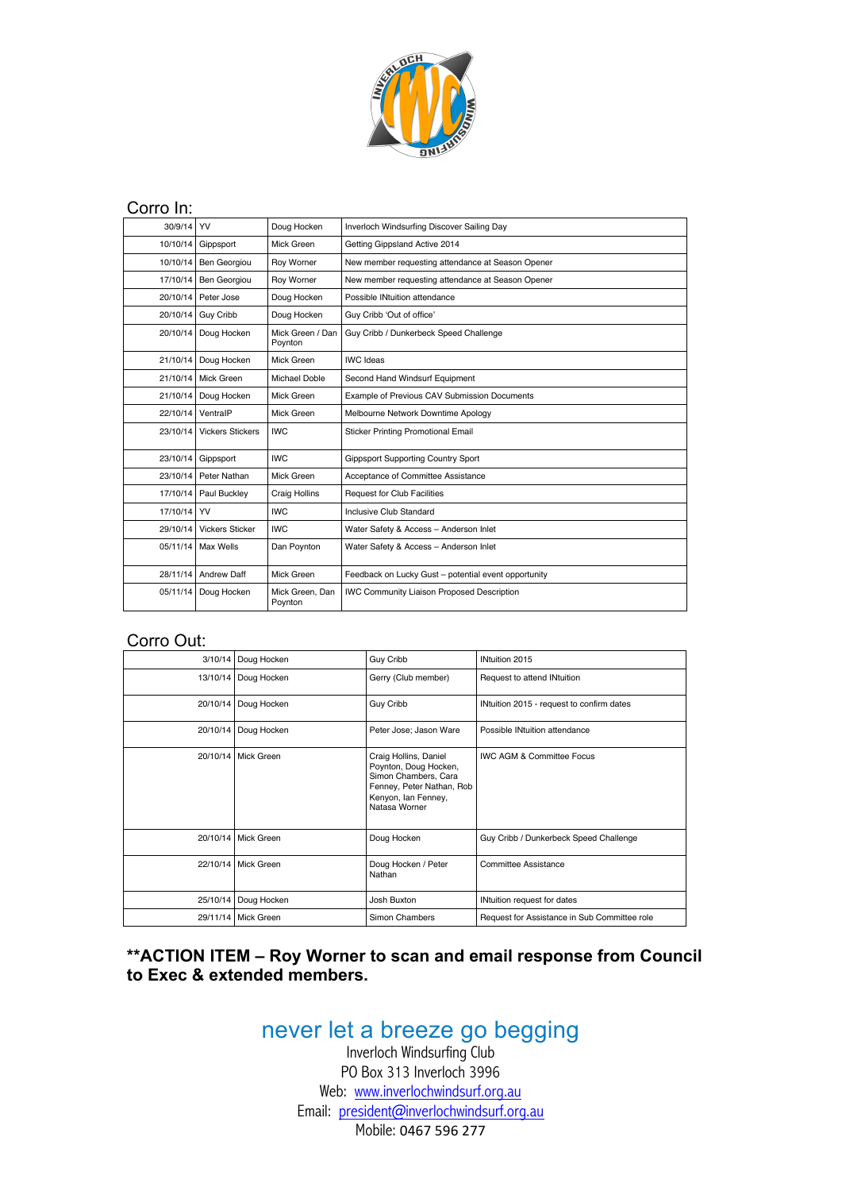## Corro In:

| | | | |
|---|---|---|---|
| 30/9/14 | YV | Doug Hocken | Inverloch Windsurfing Discover Sailing Day |
| 10/10/14 | Gippsport | Mick Green | Getting Gippsland Active 2014 |
| 10/10/14 | Ben Georgiou | Roy Worner | New member requesting attendance at Season Opener |
| 17/10/14 | Ben Georgiou | Roy Worner | New member requesting attendance at Season Opener |
| 20/10/14 | Peter Jose | Doug Hocken | Possible INtuition attendance |
| 20/10/14 | Guy Cribb | Doug Hocken | Guy Cribb 'Out of office' |
| 20/10/14 | Doug Hocken | Mick Green / Dan Poynton | Guy Cribb / Dunkerbeck Speed Challenge |
| 21/10/14 | Doug Hocken | Mick Green | IWC Ideas |
| 21/10/14 | Mick Green | Michael Doble | Second Hand Windsurf Equipment |
| 21/10/14 | Doug Hocken | Mick Green | Example of Previous CAV Submission Documents |
| 22/10/14 | VentraIP | Mick Green | Melbourne Network Downtime Apology |
| 23/10/14 | Vickers Stickers | IWC | Sticker Printing Promotional Email |
| 23/10/14 | Gippsport | IWC | Gippsport Supporting Country Sport |
| 23/10/14 | Peter Nathan | Mick Green | Acceptance of Committee Assistance |
| 17/10/14 | Paul Buckley | Craig Hollins | Request for Club Facilities |
| 17/10/14 | YV | IWC | Inclusive Club Standard |
| 29/10/14 | Vickers Sticker | IWC | Water Safety & Access – Anderson Inlet |
| 05/11/14 | Max Wells | Dan Poynton | Water Safety & Access – Anderson Inlet |
| 28/11/14 | Andrew Daff | Mick Green | Feedback on Lucky Gust – potential event opportunity |
| 05/11/14 | Doug Hocken | Mick Green, Dan Poynton | IWC Community Liaison Proposed Description |

## Corro Out:

| | | | |
|---|---|---|---|
| 3/10/14 | Doug Hocken | Guy Cribb | INtuition 2015 |
| 13/10/14 | Doug Hocken | Gerry (Club member) | Request to attend INtuition |
| 20/10/14 | Doug Hocken | Guy Cribb | INtuition 2015 - request to confirm dates |
| 20/10/14 | Doug Hocken | Peter Jose; Jason Ware | Possible INtuition attendance |
| 20/10/14 | Mick Green | Craig Hollins, Daniel Poynton, Doug Hocken, Simon Chambers, Cara Fenney, Peter Nathan, Rob Kenyon, Ian Fenney, Natasa Worner | IWC AGM & Committee Focus |
| 20/10/14 | Mick Green | Doug Hocken | Guy Cribb / Dunkerbeck Speed Challenge |
| 22/10/14 | Mick Green | Doug Hocken / Peter Nathan | Committee Assistance |
| 25/10/14 | Doug Hocken | Josh Buxton | INtuition request for dates |
| 29/11/14 | Mick Green | Simon Chambers | Request for Assistance in Sub Committee role |

**\*\*ACTION ITEM – Roy Worner to scan and email response from Council to Exec & extended members.**

never let a breeze go begging

Inverloch Windsurfing Club
PO Box 313 Inverloch 3996
Web: www.inverlochwindsurf.org.au
Email: president@inverlochwindsurf.org.au
Mobile: 0467 596 277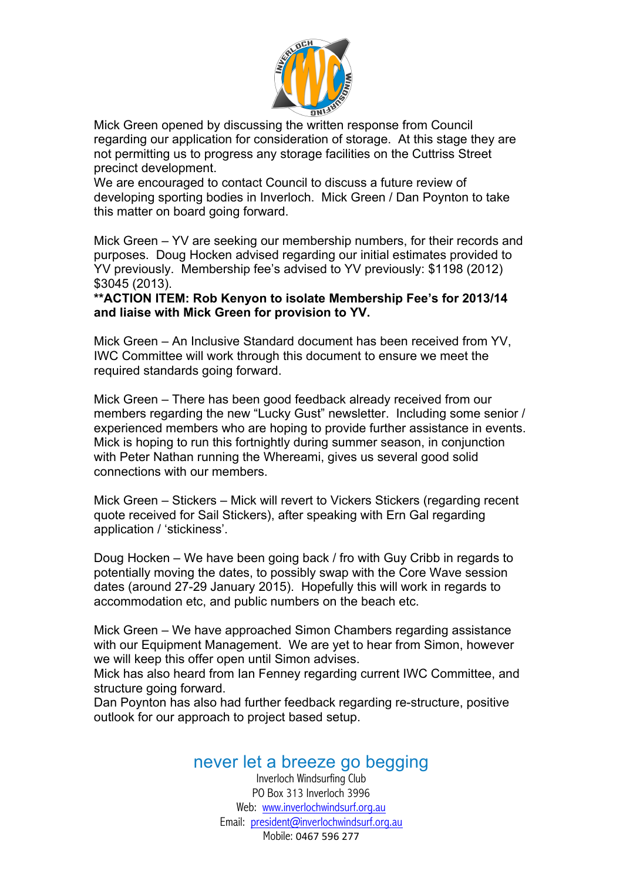Mick Green opened by discussing the written response from Council regarding our application for consideration of storage. At this stage they are not permitting us to progress any storage facilities on the Cuttriss Street precinct development.
We are encouraged to contact Council to discuss a future review of developing sporting bodies in Inverloch. Mick Green / Dan Poynton to take this matter on board going forward.

Mick Green – YV are seeking our membership numbers, for their records and purposes. Doug Hocken advised regarding our initial estimates provided to YV previously. Membership fee's advised to YV previously: $1198 (2012) $3045 (2013).
**\*\*ACTION ITEM: Rob Kenyon to isolate Membership Fee's for 2013/14 and liaise with Mick Green for provision to YV.**

Mick Green – An Inclusive Standard document has been received from YV, IWC Committee will work through this document to ensure we meet the required standards going forward.

Mick Green – There has been good feedback already received from our members regarding the new "Lucky Gust" newsletter. Including some senior / experienced members who are hoping to provide further assistance in events. Mick is hoping to run this fortnightly during summer season, in conjunction with Peter Nathan running the Whereami, gives us several good solid connections with our members.

Mick Green – Stickers – Mick will revert to Vickers Stickers (regarding recent quote received for Sail Stickers), after speaking with Ern Gal regarding application / 'stickiness'.

Doug Hocken – We have been going back / fro with Guy Cribb in regards to potentially moving the dates, to possibly swap with the Core Wave session dates (around 27-29 January 2015). Hopefully this will work in regards to accommodation etc, and public numbers on the beach etc.

Mick Green – We have approached Simon Chambers regarding assistance with our Equipment Management. We are yet to hear from Simon, however we will keep this offer open until Simon advises.
Mick has also heard from Ian Fenney regarding current IWC Committee, and structure going forward.
Dan Poynton has also had further feedback regarding re-structure, positive outlook for our approach to project based setup.

never let a breeze go begging
Inverloch Windsurfing Club
PO Box 313 Inverloch 3996
Web: www.inverlochwindsurf.org.au
Email: president@inverlochwindsurf.org.au
Mobile: 0467 596 277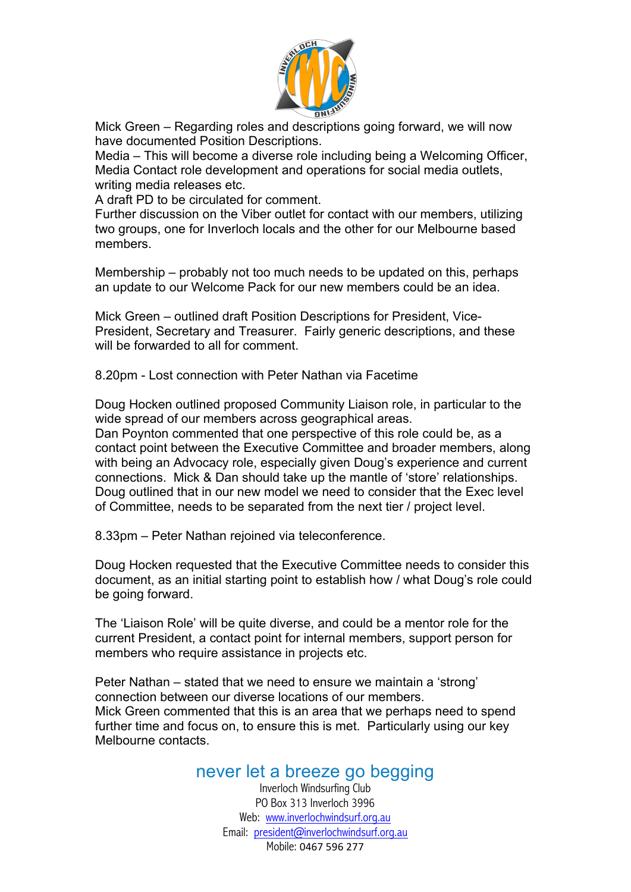Mick Green – Regarding roles and descriptions going forward, we will now have documented Position Descriptions.
Media – This will become a diverse role including being a Welcoming Officer, Media Contact role development and operations for social media outlets, writing media releases etc.
A draft PD to be circulated for comment.
Further discussion on the Viber outlet for contact with our members, utilizing two groups, one for Inverloch locals and the other for our Melbourne based members.

Membership – probably not too much needs to be updated on this, perhaps an update to our Welcome Pack for our new members could be an idea.

Mick Green – outlined draft Position Descriptions for President, Vice-President, Secretary and Treasurer. Fairly generic descriptions, and these will be forwarded to all for comment.

8.20pm - Lost connection with Peter Nathan via Facetime

Doug Hocken outlined proposed Community Liaison role, in particular to the wide spread of our members across geographical areas.
Dan Poynton commented that one perspective of this role could be, as a contact point between the Executive Committee and broader members, along with being an Advocacy role, especially given Doug's experience and current connections. Mick & Dan should take up the mantle of 'store' relationships.
Doug outlined that in our new model we need to consider that the Exec level of Committee, needs to be separated from the next tier / project level.

8.33pm – Peter Nathan rejoined via teleconference.

Doug Hocken requested that the Executive Committee needs to consider this document, as an initial starting point to establish how / what Doug's role could be going forward.

The 'Liaison Role' will be quite diverse, and could be a mentor role for the current President, a contact point for internal members, support person for members who require assistance in projects etc.

Peter Nathan – stated that we need to ensure we maintain a 'strong' connection between our diverse locations of our members.
Mick Green commented that this is an area that we perhaps need to spend further time and focus on, to ensure this is met. Particularly using our key Melbourne contacts.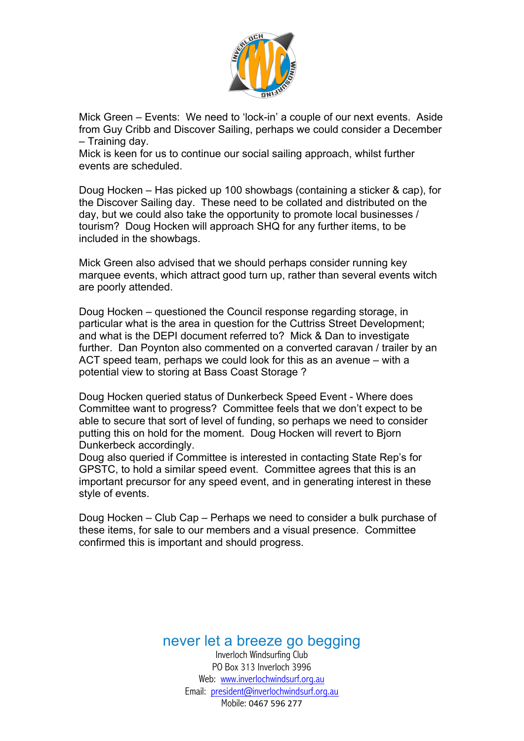Mick Green – Events: We need to 'lock-in' a couple of our next events. Aside from Guy Cribb and Discover Sailing, perhaps we could consider a December – Training day.
Mick is keen for us to continue our social sailing approach, whilst further events are scheduled.

Doug Hocken – Has picked up 100 showbags (containing a sticker & cap), for the Discover Sailing day. These need to be collated and distributed on the day, but we could also take the opportunity to promote local businesses / tourism? Doug Hocken will approach SHQ for any further items, to be included in the showbags.

Mick Green also advised that we should perhaps consider running key marquee events, which attract good turn up, rather than several events witch are poorly attended.

Doug Hocken – questioned the Council response regarding storage, in particular what is the area in question for the Cuttriss Street Development; and what is the DEPI document referred to? Mick & Dan to investigate further. Dan Poynton also commented on a converted caravan / trailer by an ACT speed team, perhaps we could look for this as an avenue – with a potential view to storing at Bass Coast Storage ?

Doug Hocken queried status of Dunkerbeck Speed Event - Where does Committee want to progress? Committee feels that we don't expect to be able to secure that sort of level of funding, so perhaps we need to consider putting this on hold for the moment. Doug Hocken will revert to Bjorn Dunkerbeck accordingly.
Doug also queried if Committee is interested in contacting State Rep's for GPSTC, to hold a similar speed event. Committee agrees that this is an important precursor for any speed event, and in generating interest in these style of events.

Doug Hocken – Club Cap – Perhaps we need to consider a bulk purchase of these items, for sale to our members and a visual presence. Committee confirmed this is important and should progress.

never let a breeze go begging

Inverloch Windsurfing Club
PO Box 313 Inverloch 3996
Web: www.inverlochwindsurf.org.au
Email: president@inverlochwindsurf.org.au
Mobile: 0467 596 277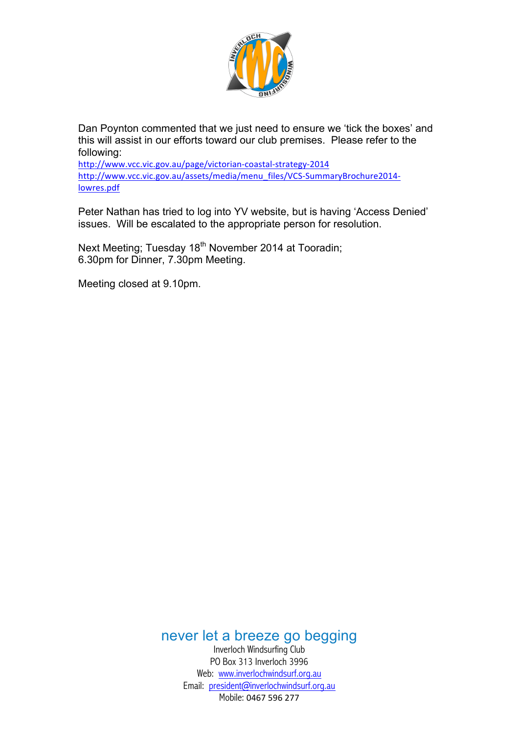Dan Poynton commented that we just need to ensure we 'tick the boxes' and this will assist in our efforts toward our club premises. Please refer to the following:
http://www.vcc.vic.gov.au/page/victorian-coastal-strategy-2014
http://www.vcc.vic.gov.au/assets/media/menu_files/VCS-SummaryBrochure2014-lowres.pdf

Peter Nathan has tried to log into YV website, but is having 'Access Denied' issues. Will be escalated to the appropriate person for resolution.

Next Meeting; Tuesday 18th November 2014 at Tooradin;
6.30pm for Dinner, 7.30pm Meeting.

Meeting closed at 9.10pm.

never let a breeze go begging
Inverloch Windsurfing Club
PO Box 313 Inverloch 3996
Web: www.inverlochwindsurf.org.au
Email: president@inverlochwindsurf.org.au
Mobile: 0467 596 277